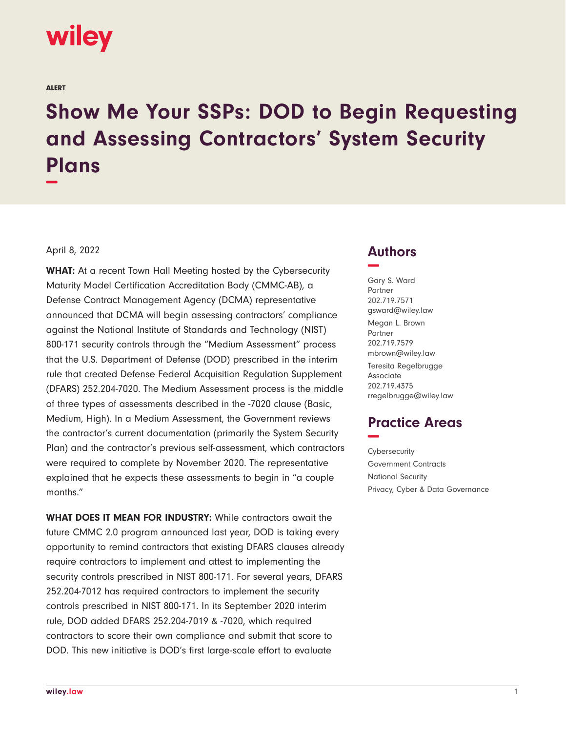wiley

ALERT

# Show Me Your SSPs: DOD to Begin Requesting and Assessing Contractors' System Security Plans

April 8, 2022

**WHAT:** At a recent Town Hall Meeting hosted by the Cybersecurity Maturity Model Certification Accreditation Body (CMMC-AB), a Defense Contract Management Agency (DCMA) representative announced that DCMA will begin assessing contractors' compliance against the National Institute of Standards and Technology (NIST) 800-171 security controls through the "Medium Assessment" process that the U.S. Department of Defense (DOD) prescribed in the interim rule that created Defense Federal Acquisition Regulation Supplement (DFARS) 252.204-7020. The Medium Assessment process is the middle of three types of assessments described in the -7020 clause (Basic, Medium, High). In a Medium Assessment, the Government reviews the contractor's current documentation (primarily the System Security Plan) and the contractor's previous self-assessment, which contractors were required to complete by November 2020. The representative explained that he expects these assessments to begin in "a couple months."

**WHAT DOES IT MEAN FOR INDUSTRY:** While contractors await the future CMMC 2.0 program announced last year, DOD is taking every opportunity to remind contractors that existing DFARS clauses already require contractors to implement and attest to implementing the security controls prescribed in NIST 800-171. For several years, DFARS 252.204-7012 has required contractors to implement the security controls prescribed in NIST 800-171. In its September 2020 interim rule, DOD added DFARS 252.204-7019 & -7020, which required contractors to score their own compliance and submit that score to DOD. This new initiative is DOD's first large-scale effort to evaluate

## Authors

Gary S. Ward
Partner
202.719.7571
gsward@wiley.law

Megan L. Brown
Partner
202.719.7579
mbrown@wiley.law

Teresita Regelbrugge
Associate
202.719.4375
rregelbrugge@wiley.law

## Practice Areas

Cybersecurity
Government Contracts
National Security
Privacy, Cyber & Data Governance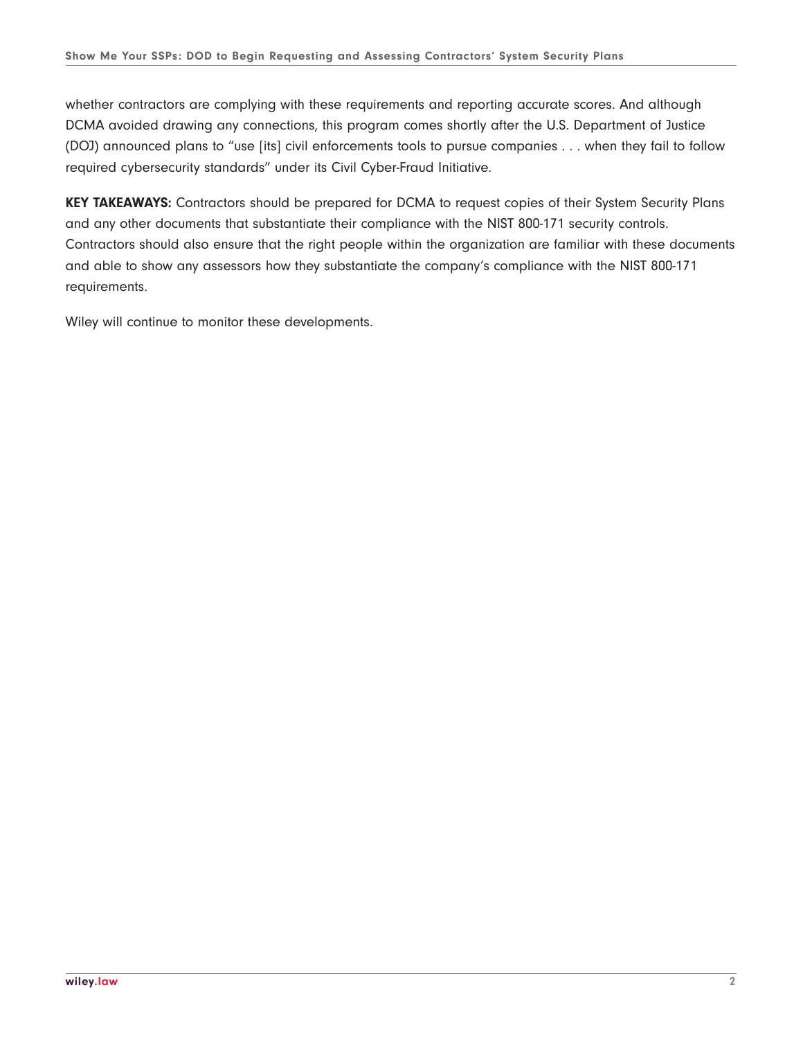whether contractors are complying with these requirements and reporting accurate scores. And although DCMA avoided drawing any connections, this program comes shortly after the U.S. Department of Justice (DOJ) announced plans to "use [its] civil enforcements tools to pursue companies . . . when they fail to follow required cybersecurity standards" under its Civil Cyber-Fraud Initiative.

**KEY TAKEAWAYS:** Contractors should be prepared for DCMA to request copies of their System Security Plans and any other documents that substantiate their compliance with the NIST 800-171 security controls. Contractors should also ensure that the right people within the organization are familiar with these documents and able to show any assessors how they substantiate the company's compliance with the NIST 800-171 requirements.

Wiley will continue to monitor these developments.